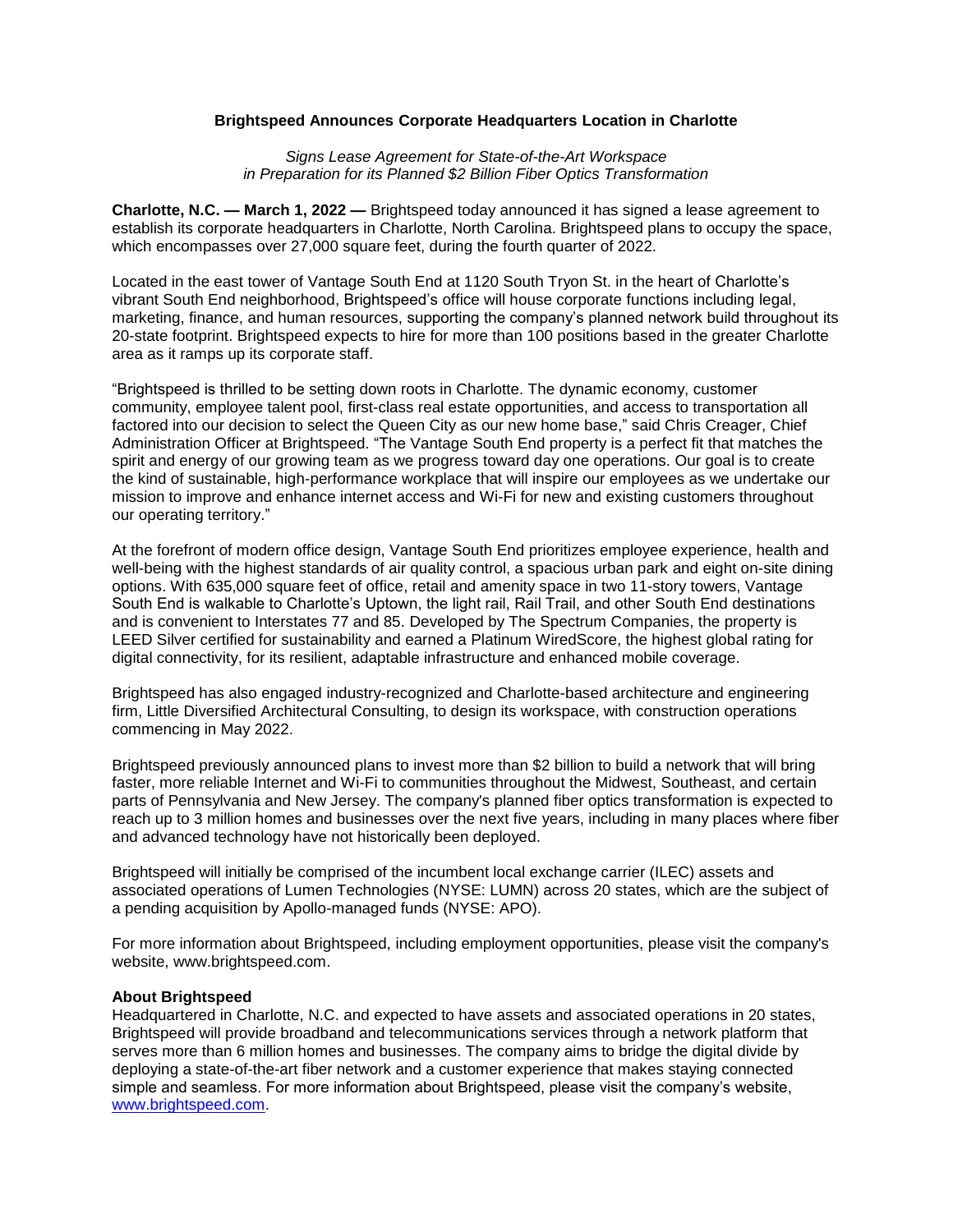# Brightspeed Announces Corporate Headquarters Location in Charlotte

*Signs Lease Agreement for State-of-the-Art Workspace in Preparation for its Planned $2 Billion Fiber Optics Transformation*

**Charlotte, N.C. — March 1, 2022 —** Brightspeed today announced it has signed a lease agreement to establish its corporate headquarters in Charlotte, North Carolina. Brightspeed plans to occupy the space, which encompasses over 27,000 square feet, during the fourth quarter of 2022.

Located in the east tower of Vantage South End at 1120 South Tryon St. in the heart of Charlotte's vibrant South End neighborhood, Brightspeed's office will house corporate functions including legal, marketing, finance, and human resources, supporting the company's planned network build throughout its 20-state footprint. Brightspeed expects to hire for more than 100 positions based in the greater Charlotte area as it ramps up its corporate staff.

"Brightspeed is thrilled to be setting down roots in Charlotte. The dynamic economy, customer community, employee talent pool, first-class real estate opportunities, and access to transportation all factored into our decision to select the Queen City as our new home base," said Chris Creager, Chief Administration Officer at Brightspeed. "The Vantage South End property is a perfect fit that matches the spirit and energy of our growing team as we progress toward day one operations. Our goal is to create the kind of sustainable, high-performance workplace that will inspire our employees as we undertake our mission to improve and enhance internet access and Wi-Fi for new and existing customers throughout our operating territory."

At the forefront of modern office design, Vantage South End prioritizes employee experience, health and well-being with the highest standards of air quality control, a spacious urban park and eight on-site dining options. With 635,000 square feet of office, retail and amenity space in two 11-story towers, Vantage South End is walkable to Charlotte's Uptown, the light rail, Rail Trail, and other South End destinations and is convenient to Interstates 77 and 85. Developed by The Spectrum Companies, the property is LEED Silver certified for sustainability and earned a Platinum WiredScore, the highest global rating for digital connectivity, for its resilient, adaptable infrastructure and enhanced mobile coverage.

Brightspeed has also engaged industry-recognized and Charlotte-based architecture and engineering firm, Little Diversified Architectural Consulting, to design its workspace, with construction operations commencing in May 2022.

Brightspeed previously announced plans to invest more than $2 billion to build a network that will bring faster, more reliable Internet and Wi-Fi to communities throughout the Midwest, Southeast, and certain parts of Pennsylvania and New Jersey. The company's planned fiber optics transformation is expected to reach up to 3 million homes and businesses over the next five years, including in many places where fiber and advanced technology have not historically been deployed.

Brightspeed will initially be comprised of the incumbent local exchange carrier (ILEC) assets and associated operations of Lumen Technologies (NYSE: LUMN) across 20 states, which are the subject of a pending acquisition by Apollo-managed funds (NYSE: APO).

For more information about Brightspeed, including employment opportunities, please visit the company's website, www.brightspeed.com.

**About Brightspeed**

Headquartered in Charlotte, N.C. and expected to have assets and associated operations in 20 states, Brightspeed will provide broadband and telecommunications services through a network platform that serves more than 6 million homes and businesses. The company aims to bridge the digital divide by deploying a state-of-the-art fiber network and a customer experience that makes staying connected simple and seamless. For more information about Brightspeed, please visit the company's website, www.brightspeed.com.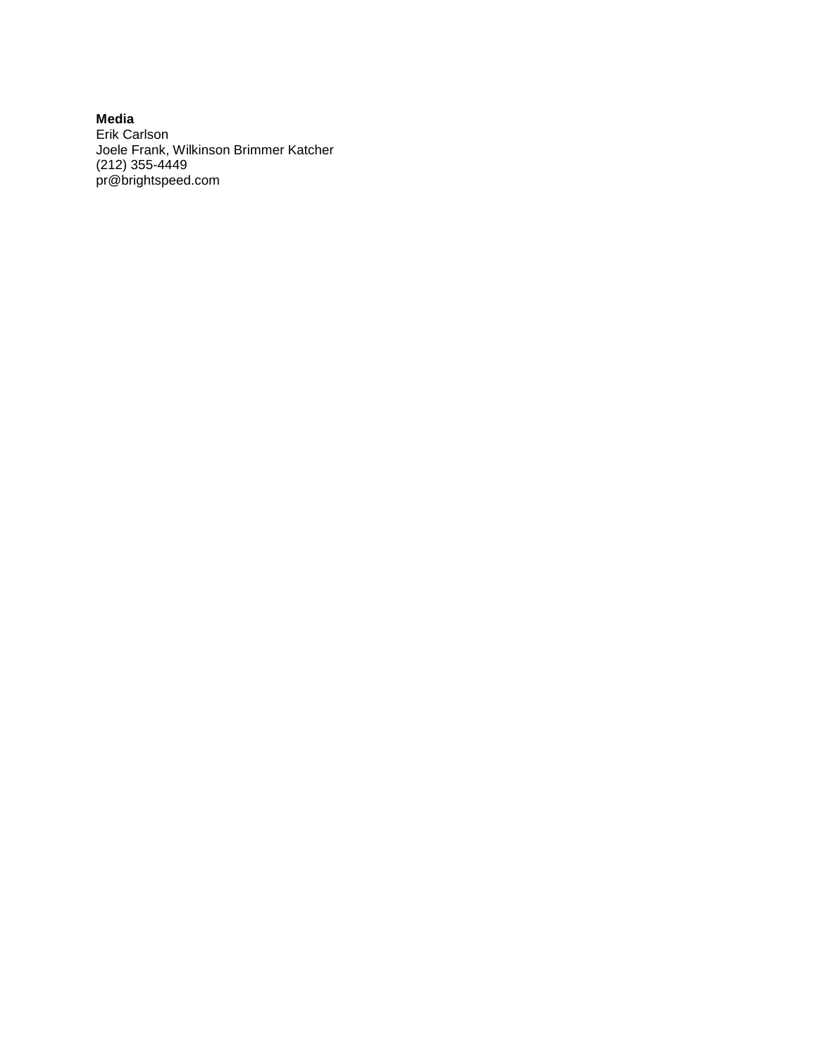**Media**
Erik Carlson
Joele Frank, Wilkinson Brimmer Katcher
(212) 355-4449
pr@brightspeed.com